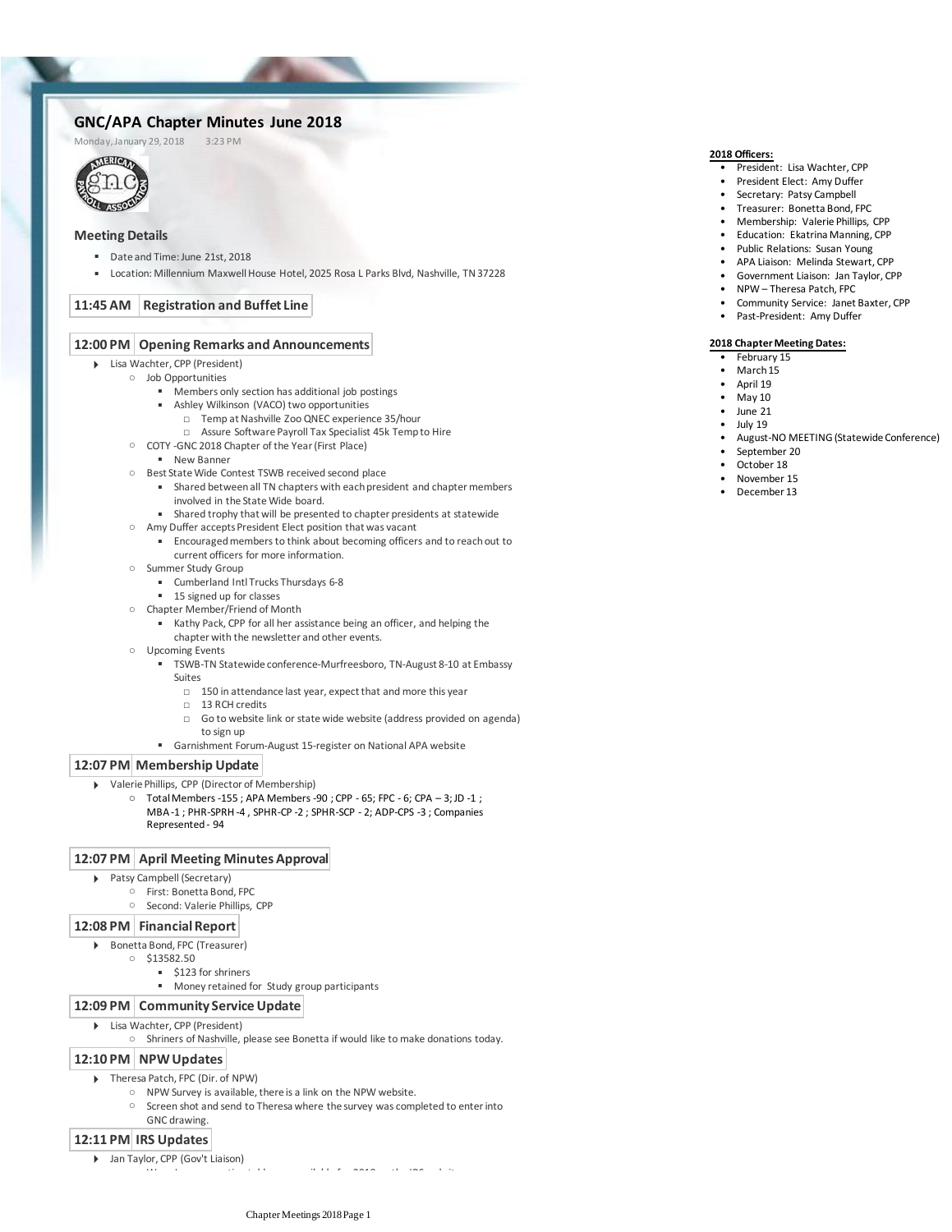# GNC/APA Chapter Minutes June 2018

Monday, January 29, 2018 3:23 PM

## Meeting Details

- Date and Time: June 21st, 2018
- Location: Millennium Maxwell House Hotel, 2025 Rosa L Parks Blvd, Nashville, TN 37228

### 11:45 AM Registration and Buffet Line

### 12:00 PM Opening Remarks and Announcements

- Lisa Wachter, CPP (President)
  - Job Opportunities
    - Members only section has additional job postings
    - Ashley Wilkinson (VACO) two opportunities
      - Temp at Nashville Zoo QNEC experience 35/hour
      - Assure Software Payroll Tax Specialist 45k Temp to Hire
  - COTY -GNC 2018 Chapter of the Year (First Place)
    - New Banner
  - Best State Wide Contest TSWB received second place
    - Shared between all TN chapters with each president and chapter members involved in the State Wide board.
    - Shared trophy that will be presented to chapter presidents at statewide
  - Amy Duffer accepts President Elect position that was vacant
    - Encouraged members to think about becoming officers and to reach out to current officers for more information.
  - Summer Study Group
    - Cumberland Intl Trucks Thursdays 6-8
    - 15 signed up for classes
  - Chapter Member/Friend of Month
    - Kathy Pack, CPP for all her assistance being an officer, and helping the chapter with the newsletter and other events.
  - Upcoming Events
    - TSWB-TN Statewide conference-Murfreesboro, TN-August 8-10 at Embassy Suites
      - 150 in attendance last year, expect that and more this year
      - 13 RCH credits
      - Go to website link or state wide website (address provided on agenda) to sign up
    - Garnishment Forum-August 15-register on National APA website

### 12:07 PM Membership Update

- Valerie Phillips, CPP (Director of Membership)
  - Total Members -155 ; APA Members -90 ; CPP - 65; FPC - 6; CPA – 3; JD -1 ; MBA -1 ; PHR-SPRH -4 , SPHR-CP -2 ; SPHR-SCP - 2; ADP-CPS -3 ; Companies Represented - 94

### 12:07 PM April Meeting Minutes Approval

- Patsy Campbell (Secretary)
  - First: Bonetta Bond, FPC
  - Second: Valerie Phillips, CPP

### 12:08 PM Financial Report

- Bonetta Bond, FPC (Treasurer)
  - $13582.50
    - $123 for shriners
    - Money retained for Study group participants

### 12:09 PM Community Service Update

- Lisa Wachter, CPP (President)
  - Shriners of Nashville, please see Bonetta if would like to make donations today.

### 12:10 PM NPW Updates

- Theresa Patch, FPC (Dir. of NPW)
  - NPW Survey is available, there is a link on the NPW website.
  - Screen shot and send to Theresa where the survey was completed to enter into GNC drawing.

### 12:11 PM IRS Updates

- Jan Taylor, CPP (Gov't Liaison)

**2018 Officers:**

- President: Lisa Wachter, CPP
- President Elect: Amy Duffer
- Secretary: Patsy Campbell
- Treasurer: Bonetta Bond, FPC
- Membership: Valerie Phillips, CPP
- Education: Ekatrina Manning, CPP
- Public Relations: Susan Young
- APA Liaison: Melinda Stewart, CPP
- Government Liaison: Jan Taylor, CPP
- NPW – Theresa Patch, FPC
- Community Service: Janet Baxter, CPP
- Past-President: Amy Duffer

**2018 Chapter Meeting Dates:**

- February 15
- March 15
- April 19
- May 10
- June 21
- July 19
- August-NO MEETING (Statewide Conference)
- September 20
- October 18
- November 15
- December 13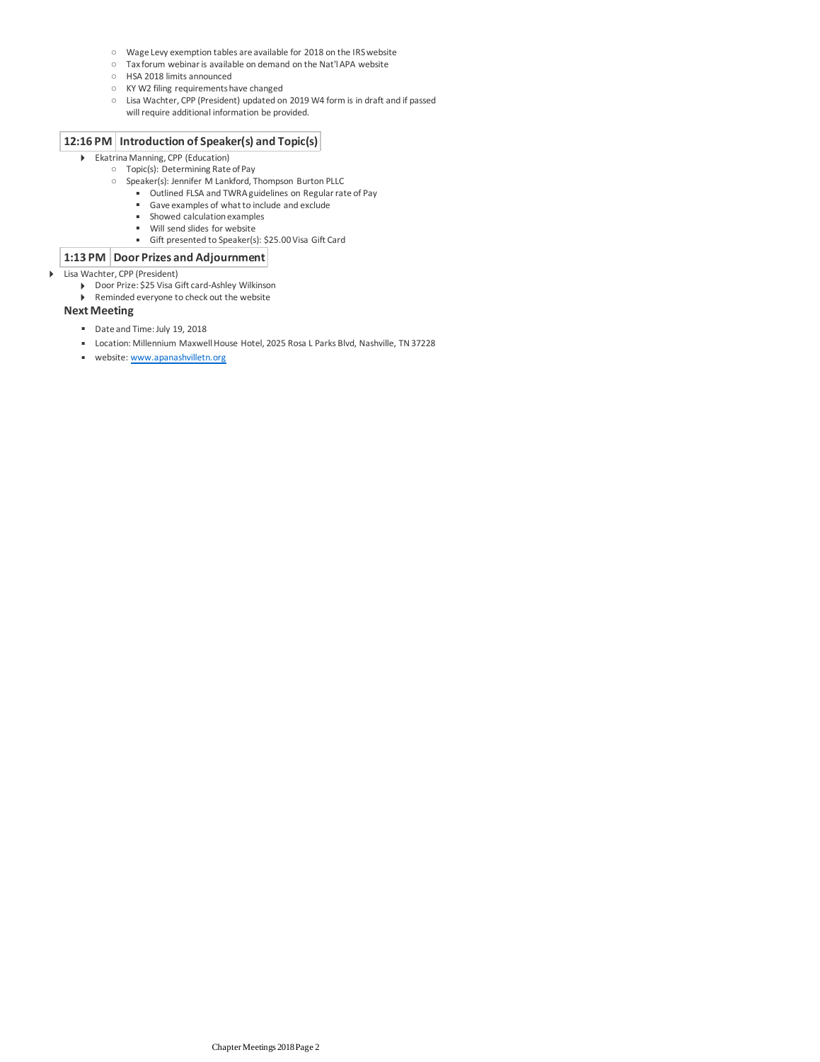- Wage Levy exemption tables are available for 2018 on the IRS website
- Tax forum webinar is available on demand on the Nat'l APA website
- HSA 2018 limits announced
- KY W2 filing requirements have changed
- Lisa Wachter, CPP (President) updated on 2019 W4 form is in draft and if passed will require additional information be provided.

## 12:16 PM Introduction of Speaker(s) and Topic(s)

- Ekatrina Manning, CPP (Education)
  - Topic(s): Determining Rate of Pay
  - Speaker(s): Jennifer M Lankford, Thompson Burton PLLC
    - Outlined FLSA and TWRA guidelines on Regular rate of Pay
    - Gave examples of what to include and exclude
    - Showed calculation examples
    - Will send slides for website
    - Gift presented to Speaker(s): $25.00 Visa Gift Card

## 1:13 PM Door Prizes and Adjournment

- Lisa Wachter, CPP (President)
  - Door Prize: $25 Visa Gift card-Ashley Wilkinson
  - Reminded everyone to check out the website

### Next Meeting

- Date and Time: July 19, 2018
- Location: Millennium Maxwell House Hotel, 2025 Rosa L Parks Blvd, Nashville, TN 37228
- website: [www.apanashvilletn.org](http://www.apanashvilletn.org)